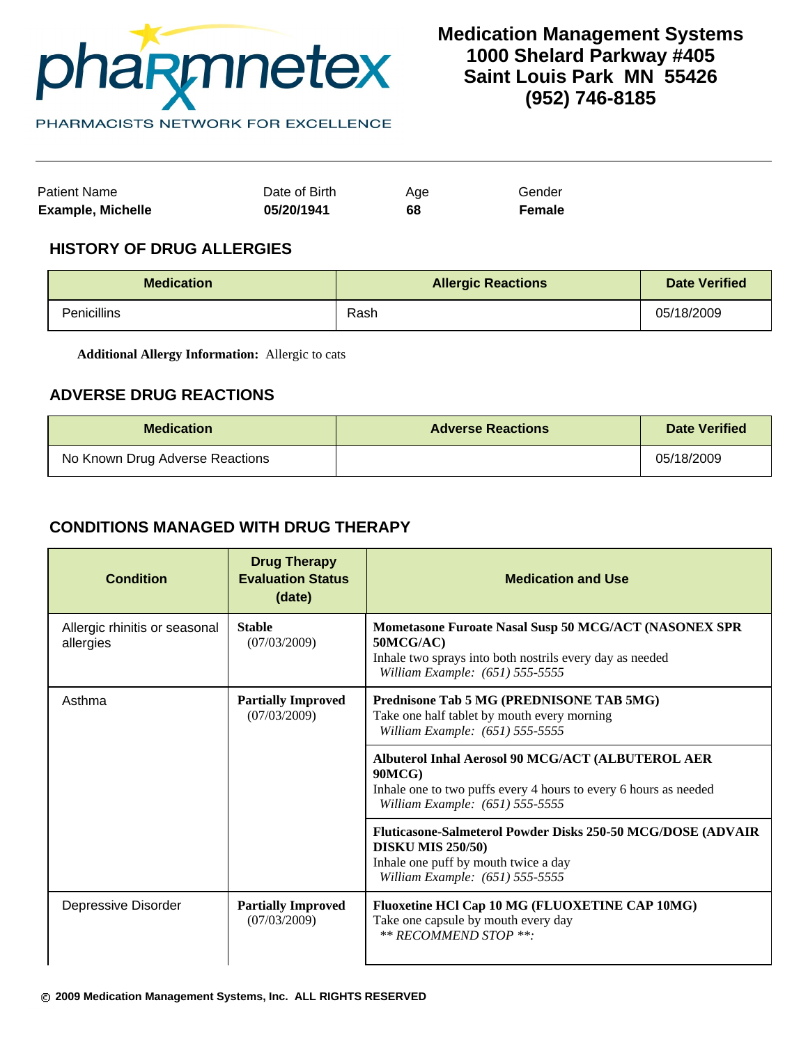pharmnetex

PHARMACISTS NETWORK FOR EXCELLENCE

**Medication Management Systems**
**1000 Shelard Parkway #405**
**Saint Louis Park MN 55426**
**(952) 746-8185**

| Patient Name | Date of Birth | Age | Gender |
|---|---|---|---|
| **Example, Michelle** | **05/20/1941** | **68** | **Female** |

## HISTORY OF DRUG ALLERGIES

| Medication | Allergic Reactions | Date Verified |
|---|---|---|
| Penicillins | Rash | 05/18/2009 |

**Additional Allergy Information:** Allergic to cats

## ADVERSE DRUG REACTIONS

| Medication | Adverse Reactions | Date Verified |
|---|---|---|
| No Known Drug Adverse Reactions | | 05/18/2009 |

## CONDITIONS MANAGED WITH DRUG THERAPY

| Condition | Drug Therapy Evaluation Status (date) | Medication and Use |
|---|---|---|
| Allergic rhinitis or seasonal allergies | **Stable** (07/03/2009) | **Mometasone Furoate Nasal Susp 50 MCG/ACT (NASONEX SPR 50MCG/AC)** Inhale two sprays into both nostrils every day as needed *William Example: (651) 555-5555* |
| Asthma | **Partially Improved** (07/03/2009) | **Prednisone Tab 5 MG (PREDNISONE TAB 5MG)** Take one half tablet by mouth every morning *William Example: (651) 555-5555* |
| | | **Albuterol Inhal Aerosol 90 MCG/ACT (ALBUTEROL AER 90MCG)** Inhale one to two puffs every 4 hours to every 6 hours as needed *William Example: (651) 555-5555* |
| | | **Fluticasone-Salmeterol Powder Disks 250-50 MCG/DOSE (ADVAIR DISKU MIS 250/50)** Inhale one puff by mouth twice a day *William Example: (651) 555-5555* |
| Depressive Disorder | **Partially Improved** (07/03/2009) | **Fluoxetine HCl Cap 10 MG (FLUOXETINE CAP 10MG)** Take one capsule by mouth every day *** RECOMMEND STOP **:* |

© **2009 Medication Management Systems, Inc. ALL RIGHTS RESERVED**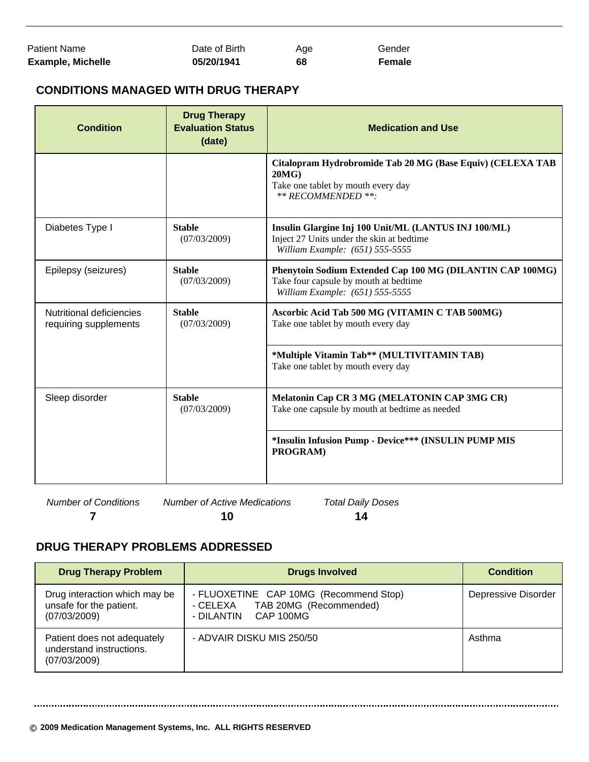| Patient Name | Date of Birth | Age | Gender |
|---|---|---|---|
| **Example, Michelle** | **05/20/1941** | **68** | **Female** |

## CONDITIONS MANAGED WITH DRUG THERAPY

| Condition | Drug Therapy Evaluation Status (date) | Medication and Use |
|---|---|---|
| | | **Citalopram Hydrobromide Tab 20 MG (Base Equiv) (CELEXA TAB 20MG)**<br>Take one tablet by mouth every day<br>*\*\* RECOMMENDED \*\*:* |
| Diabetes Type I | **Stable** (07/03/2009) | **Insulin Glargine Inj 100 Unit/ML (LANTUS INJ 100/ML)**<br>Inject 27 Units under the skin at bedtime<br>*William Example: (651) 555-5555* |
| Epilepsy (seizures) | **Stable** (07/03/2009) | **Phenytoin Sodium Extended Cap 100 MG (DILANTIN CAP 100MG)**<br>Take four capsule by mouth at bedtime<br>*William Example: (651) 555-5555* |
| Nutritional deficiencies requiring supplements | **Stable** (07/03/2009) | **Ascorbic Acid Tab 500 MG (VITAMIN C TAB 500MG)**<br>Take one tablet by mouth every day |
| | | **\*Multiple Vitamin Tab\*\* (MULTIVITAMIN TAB)**<br>Take one tablet by mouth every day |
| Sleep disorder | **Stable** (07/03/2009) | **Melatonin Cap CR 3 MG (MELATONIN CAP 3MG CR)**<br>Take one capsule by mouth at bedtime as needed |
| | | **\*Insulin Infusion Pump - Device\*\*\* (INSULIN PUMP MIS PROGRAM)** |

| *Number of Conditions* | *Number of Active Medications* | *Total Daily Doses* |
|---|---|---|
| **7** | **10** | **14** |

## DRUG THERAPY PROBLEMS ADDRESSED

| Drug Therapy Problem | Drugs Involved | Condition |
|---|---|---|
| Drug interaction which may be unsafe for the patient. (07/03/2009) | - FLUOXETINE CAP 10MG (Recommend Stop)<br>- CELEXA TAB 20MG (Recommended)<br>- DILANTIN CAP 100MG | Depressive Disorder |
| Patient does not adequately understand instructions. (07/03/2009) | - ADVAIR DISKU MIS 250/50 | Asthma |

© 2009 Medication Management Systems, Inc. ALL RIGHTS RESERVED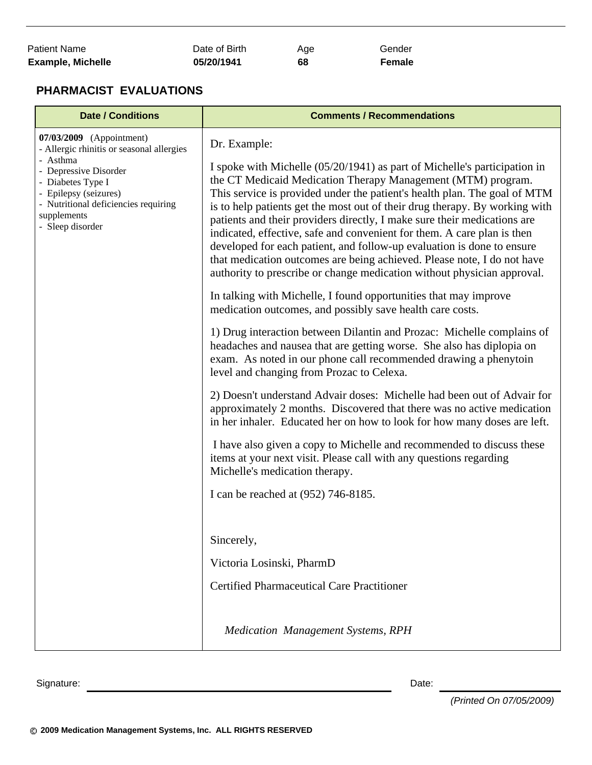| Patient Name | Date of Birth | Age | Gender |
|---|---|---|---|
| **Example, Michelle** | **05/20/1941** | **68** | **Female** |

## PHARMACIST EVALUATIONS

| Date / Conditions | Comments / Recommendations |
|---|---|
| **07/03/2009** (Appointment)<br>- Allergic rhinitis or seasonal allergies<br>- Asthma<br>- Depressive Disorder<br>- Diabetes Type I<br>- Epilepsy (seizures)<br>- Nutritional deficiencies requiring supplements<br>- Sleep disorder | Dr. Example:<br><br>I spoke with Michelle (05/20/1941) as part of Michelle's participation in the CT Medicaid Medication Therapy Management (MTM) program. This service is provided under the patient's health plan. The goal of MTM is to help patients get the most out of their drug therapy. By working with patients and their providers directly, I make sure their medications are indicated, effective, safe and convenient for them. A care plan is then developed for each patient, and follow-up evaluation is done to ensure that medication outcomes are being achieved. Please note, I do not have authority to prescribe or change medication without physician approval.<br><br>In talking with Michelle, I found opportunities that may improve medication outcomes, and possibly save health care costs.<br><br>1) Drug interaction between Dilantin and Prozac: Michelle complains of headaches and nausea that are getting worse. She also has diplopia on exam. As noted in our phone call recommended drawing a phenytoin level and changing from Prozac to Celexa.<br><br>2) Doesn't understand Advair doses: Michelle had been out of Advair for approximately 2 months. Discovered that there was no active medication in her inhaler. Educated her on how to look for how many doses are left.<br><br>I have also given a copy to Michelle and recommended to discuss these items at your next visit. Please call with any questions regarding Michelle's medication therapy.<br><br>I can be reached at (952) 746-8185.<br><br>Sincerely,<br><br>Victoria Losinski, PharmD<br><br>Certified Pharmaceutical Care Practitioner<br><br>*Medication Management Systems, RPH* |

Signature: ______________________ Date: ______________

*(Printed On 07/05/2009)*

**© 2009 Medication Management Systems, Inc. ALL RIGHTS RESERVED**